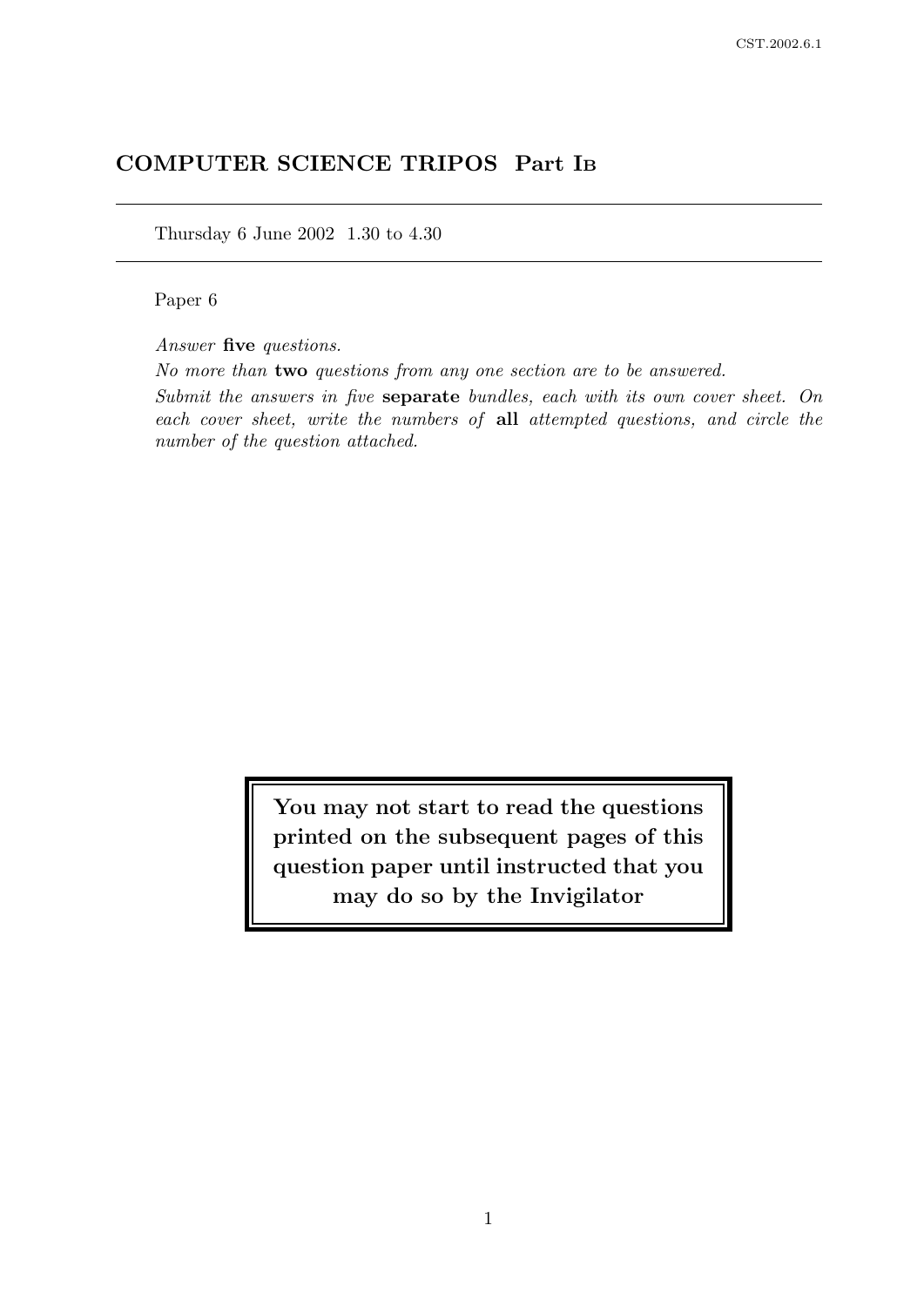# COMPUTER SCIENCE TRIPOS Part IB

Thursday 6 June 2002 1.30 to 4.30

Paper 6

*Answer* **five** *questions.*

*No more than* **two** *questions from any one section are to be answered.*

*Submit the answers in five* **separate** *bundles, each with its own cover sheet. On each cover sheet, write the numbers of* **all** *attempted questions, and circle the number of the question attached.*

**You may not start to read the questions printed on the subsequent pages of this question paper until instructed that you may do so by the Invigilator**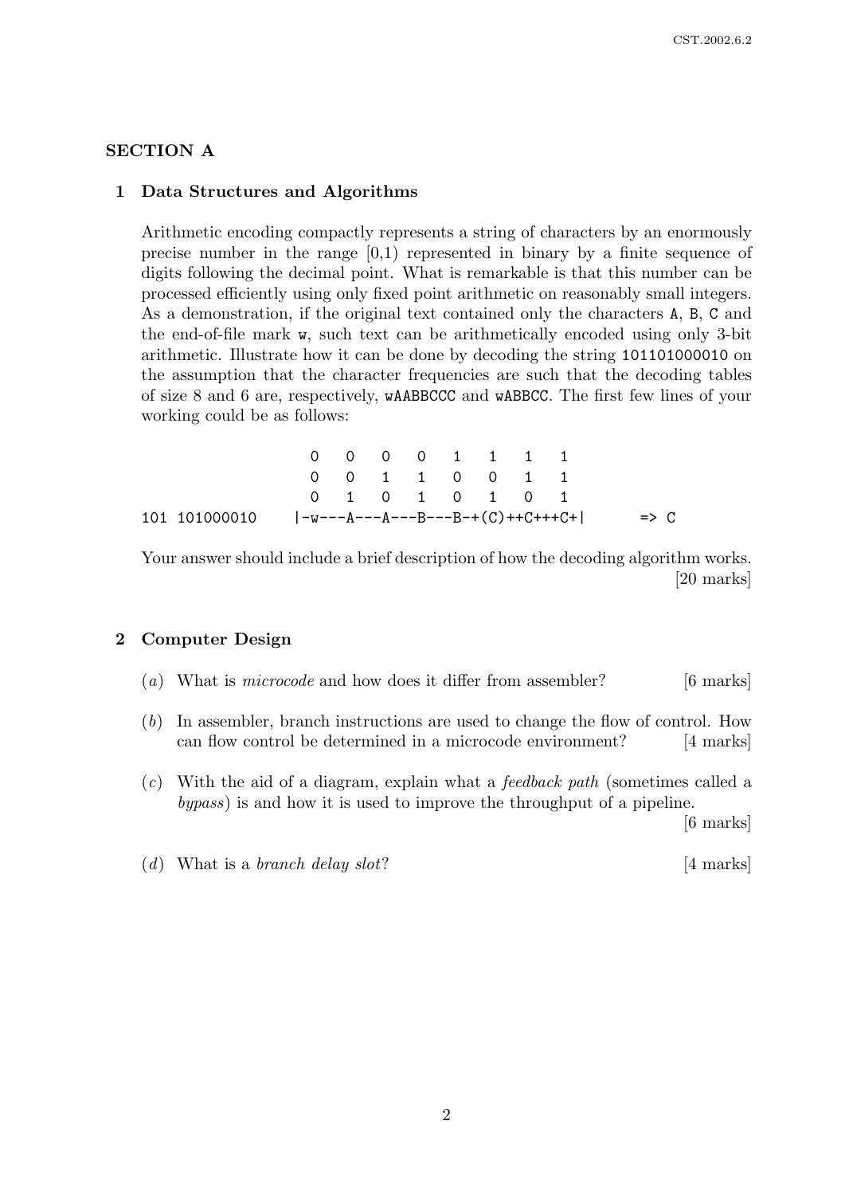## SECTION A

### 1 Data Structures and Algorithms

Arithmetic encoding compactly represents a string of characters by an enormously precise number in the range [0,1) represented in binary by a finite sequence of digits following the decimal point. What is remarkable is that this number can be processed efficiently using only fixed point arithmetic on reasonably small integers. As a demonstration, if the original text contained only the characters `A`, `B`, `C` and the end-of-file mark `w`, such text can be arithmetically encoded using only 3-bit arithmetic. Illustrate how it can be done by decoding the string `101101000010` on the assumption that the character frequencies are such that the decoding tables of size 8 and 6 are, respectively, `wAABBCCC` and `wABBCC`. The first few lines of your working could be as follows:

```
                     0   0   0   0   1   1   1   1
                     0   0   1   1   0   0   1   1
                     0   1   0   1   0   1   0   1
101 101000010       |-w---A---A---B---B-+(C)++C+++C+|      => C
```

Your answer should include a brief description of how the decoding algorithm works.

[20 marks]

### 2 Computer Design

(*a*) What is *microcode* and how does it differ from assembler? [6 marks]

(*b*) In assembler, branch instructions are used to change the flow of control. How can flow control be determined in a microcode environment? [4 marks]

(*c*) With the aid of a diagram, explain what a *feedback path* (sometimes called a *bypass*) is and how it is used to improve the throughput of a pipeline.

[6 marks]

(*d*) What is a *branch delay slot*? [4 marks]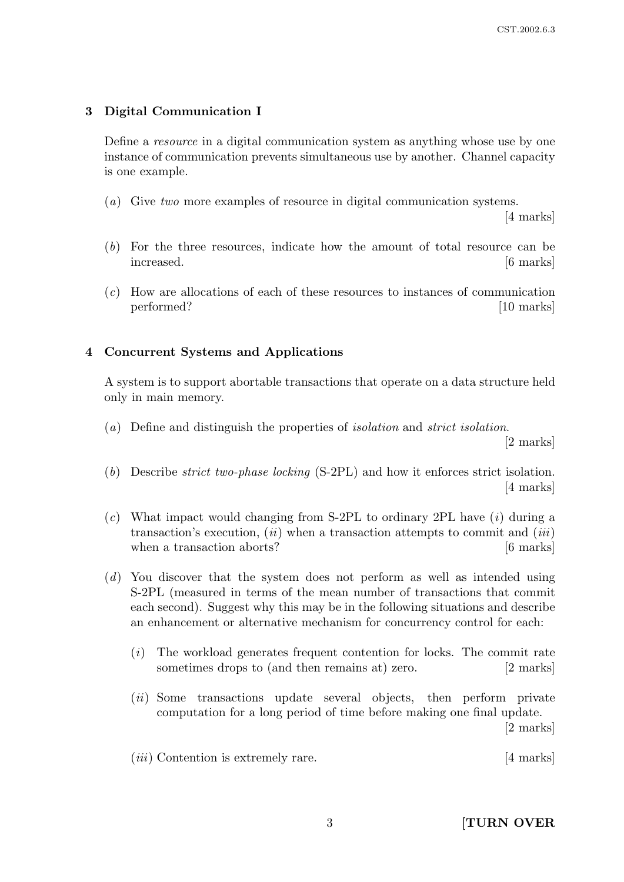## 3 Digital Communication I

Define a *resource* in a digital communication system as anything whose use by one instance of communication prevents simultaneous use by another. Channel capacity is one example.

(*a*) Give *two* more examples of resource in digital communication systems. [4 marks]

(*b*) For the three resources, indicate how the amount of total resource can be increased. [6 marks]

(*c*) How are allocations of each of these resources to instances of communication performed? [10 marks]

## 4 Concurrent Systems and Applications

A system is to support abortable transactions that operate on a data structure held only in main memory.

(*a*) Define and distinguish the properties of *isolation* and *strict isolation*. [2 marks]

(*b*) Describe *strict two-phase locking* (S-2PL) and how it enforces strict isolation. [4 marks]

(*c*) What impact would changing from S-2PL to ordinary 2PL have (*i*) during a transaction's execution, (*ii*) when a transaction attempts to commit and (*iii*) when a transaction aborts? [6 marks]

(*d*) You discover that the system does not perform as well as intended using S-2PL (measured in terms of the mean number of transactions that commit each second). Suggest why this may be in the following situations and describe an enhancement or alternative mechanism for concurrency control for each:

(*i*) The workload generates frequent contention for locks. The commit rate sometimes drops to (and then remains at) zero. [2 marks]

(*ii*) Some transactions update several objects, then perform private computation for a long period of time before making one final update. [2 marks]

(*iii*) Contention is extremely rare. [4 marks]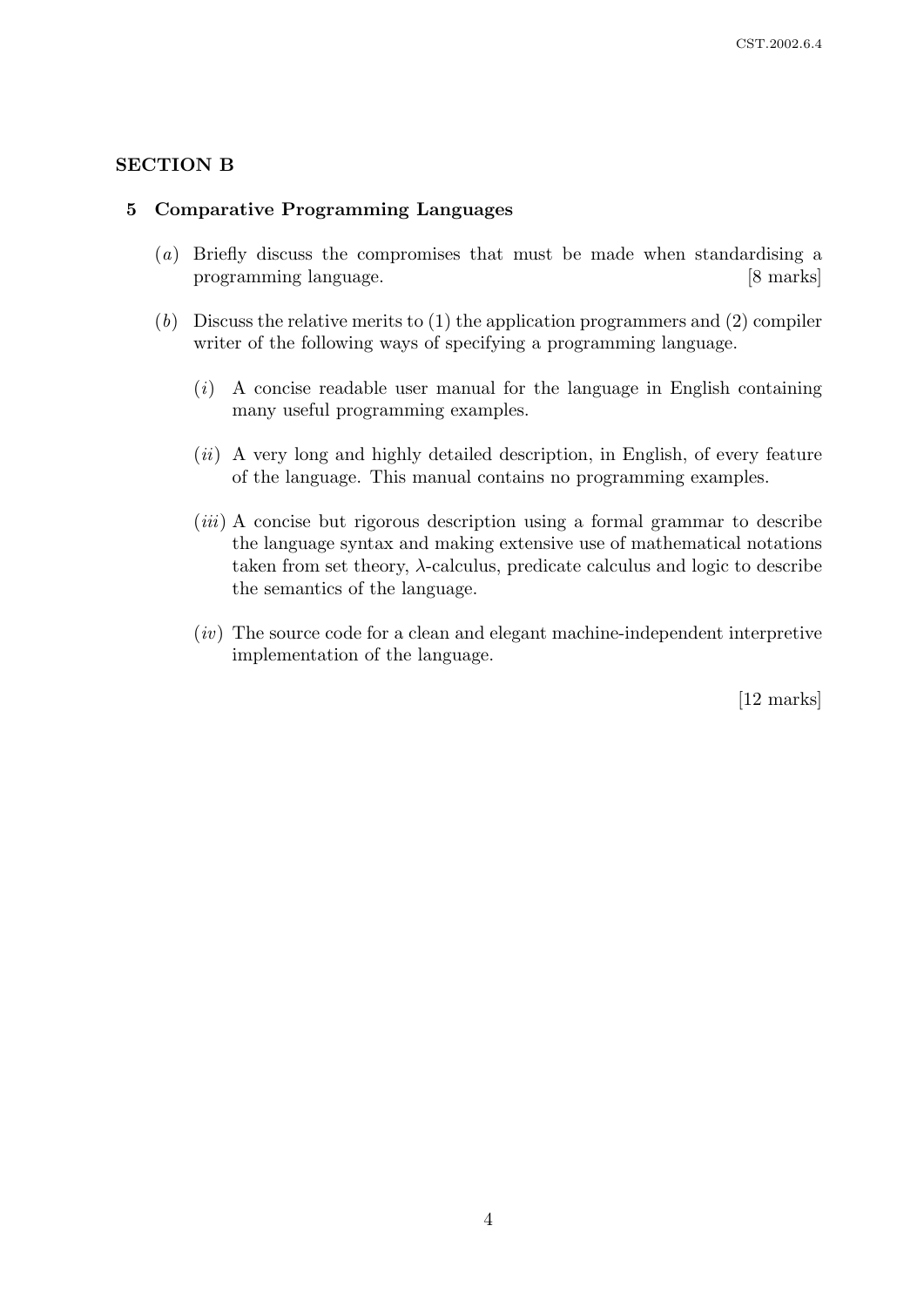## SECTION B

### 5 Comparative Programming Languages

(*a*) Briefly discuss the compromises that must be made when standardising a programming language. [8 marks]

(*b*) Discuss the relative merits to (1) the application programmers and (2) compiler writer of the following ways of specifying a programming language.

(*i*) A concise readable user manual for the language in English containing many useful programming examples.

(*ii*) A very long and highly detailed description, in English, of every feature of the language. This manual contains no programming examples.

(*iii*) A concise but rigorous description using a formal grammar to describe the language syntax and making extensive use of mathematical notations taken from set theory, $\lambda$-calculus, predicate calculus and logic to describe the semantics of the language.

(*iv*) The source code for a clean and elegant machine-independent interpretive implementation of the language.

[12 marks]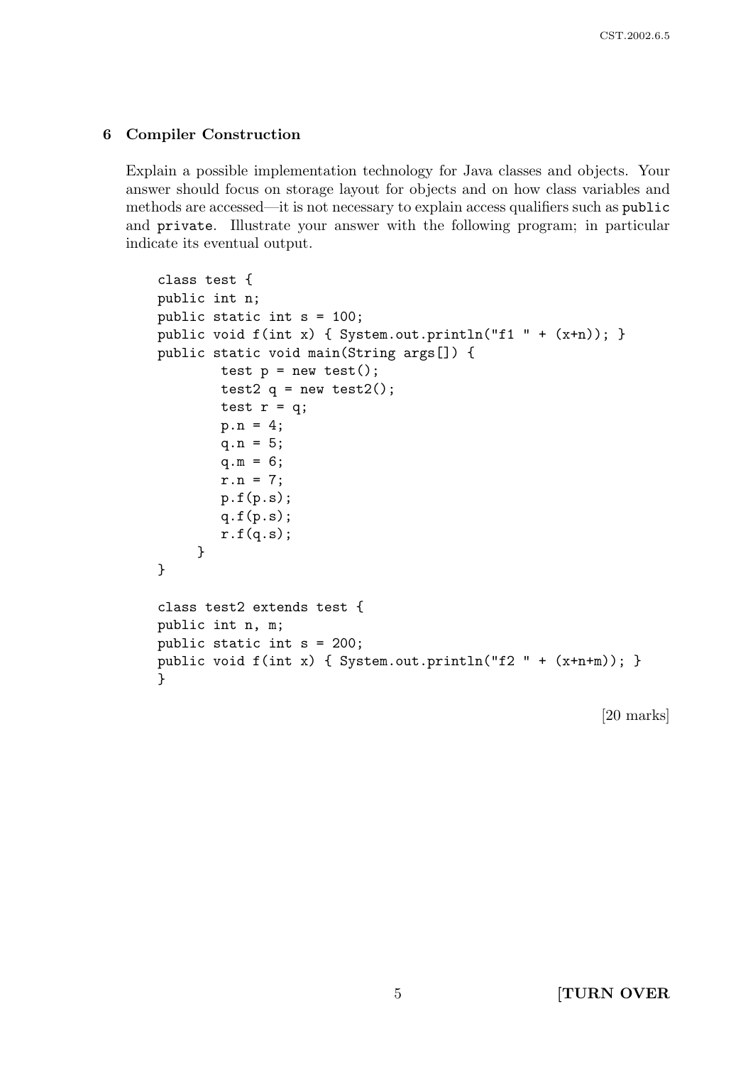## 6 Compiler Construction

Explain a possible implementation technology for Java classes and objects. Your answer should focus on storage layout for objects and on how class variables and methods are accessed—it is not necessary to explain access qualifiers such as `public` and `private`. Illustrate your answer with the following program; in particular indicate its eventual output.

```
class test {
public int n;
public static int s = 100;
public void f(int x) { System.out.println("f1 " + (x+n)); }
public static void main(String args[]) {
        test p = new test();
        test2 q = new test2();
        test r = q;
        p.n = 4;
        q.n = 5;
        q.m = 6;
        r.n = 7;
        p.f(p.s);
        q.f(p.s);
        r.f(q.s);
    }
}

class test2 extends test {
public int n, m;
public static int s = 200;
public void f(int x) { System.out.println("f2 " + (x+n+m)); }
}
```

[20 marks]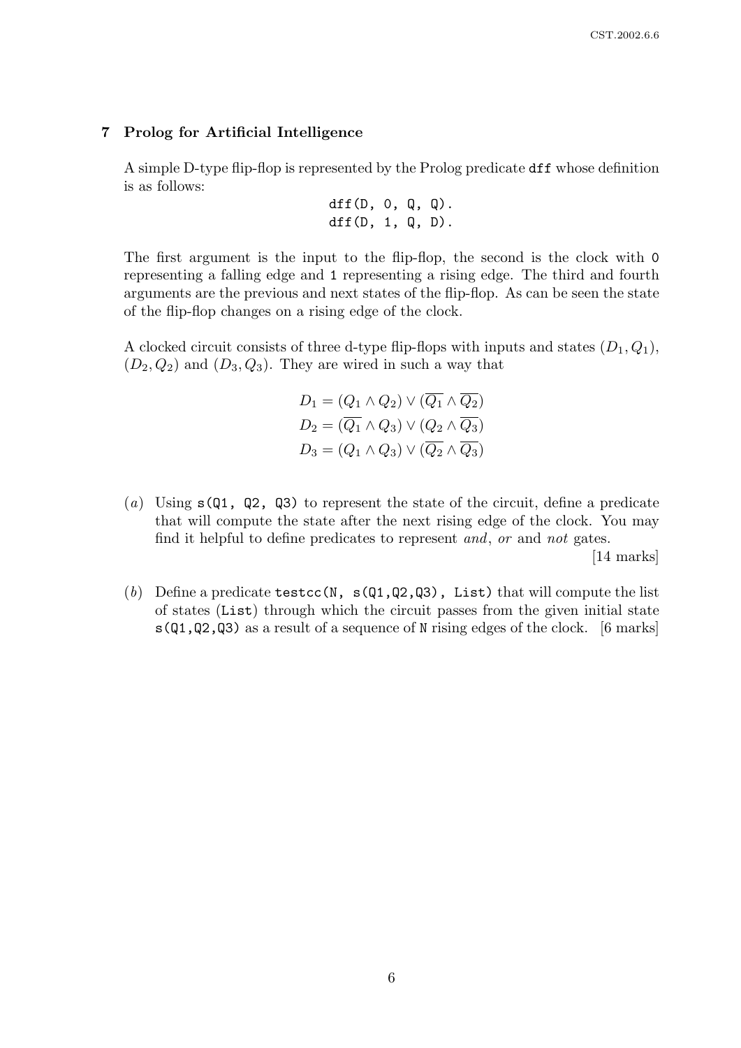## 7 Prolog for Artificial Intelligence

A simple D-type flip-flop is represented by the Prolog predicate `dff` whose definition is as follows:

```
dff(D, 0, Q, Q).
dff(D, 1, Q, D).
```

The first argument is the input to the flip-flop, the second is the clock with `0` representing a falling edge and `1` representing a rising edge. The third and fourth arguments are the previous and next states of the flip-flop. As can be seen the state of the flip-flop changes on a rising edge of the clock.

A clocked circuit consists of three d-type flip-flops with inputs and states $(D_1, Q_1)$, $(D_2, Q_2)$ and $(D_3, Q_3)$. They are wired in such a way that

$$D_1 = (Q_1 \wedge Q_2) \vee (\overline{Q_1} \wedge \overline{Q_2})$$
$$D_2 = (\overline{Q_1} \wedge Q_3) \vee (Q_2 \wedge \overline{Q_3})$$
$$D_3 = (Q_1 \wedge Q_3) \vee (\overline{Q_2} \wedge \overline{Q_3})$$

(*a*) Using `s(Q1, Q2, Q3)` to represent the state of the circuit, define a predicate that will compute the state after the next rising edge of the clock. You may find it helpful to define predicates to represent *and*, *or* and *not* gates. [14 marks]

(*b*) Define a predicate `testcc(N, s(Q1,Q2,Q3), List)` that will compute the list of states (`List`) through which the circuit passes from the given initial state `s(Q1,Q2,Q3)` as a result of a sequence of `N` rising edges of the clock. [6 marks]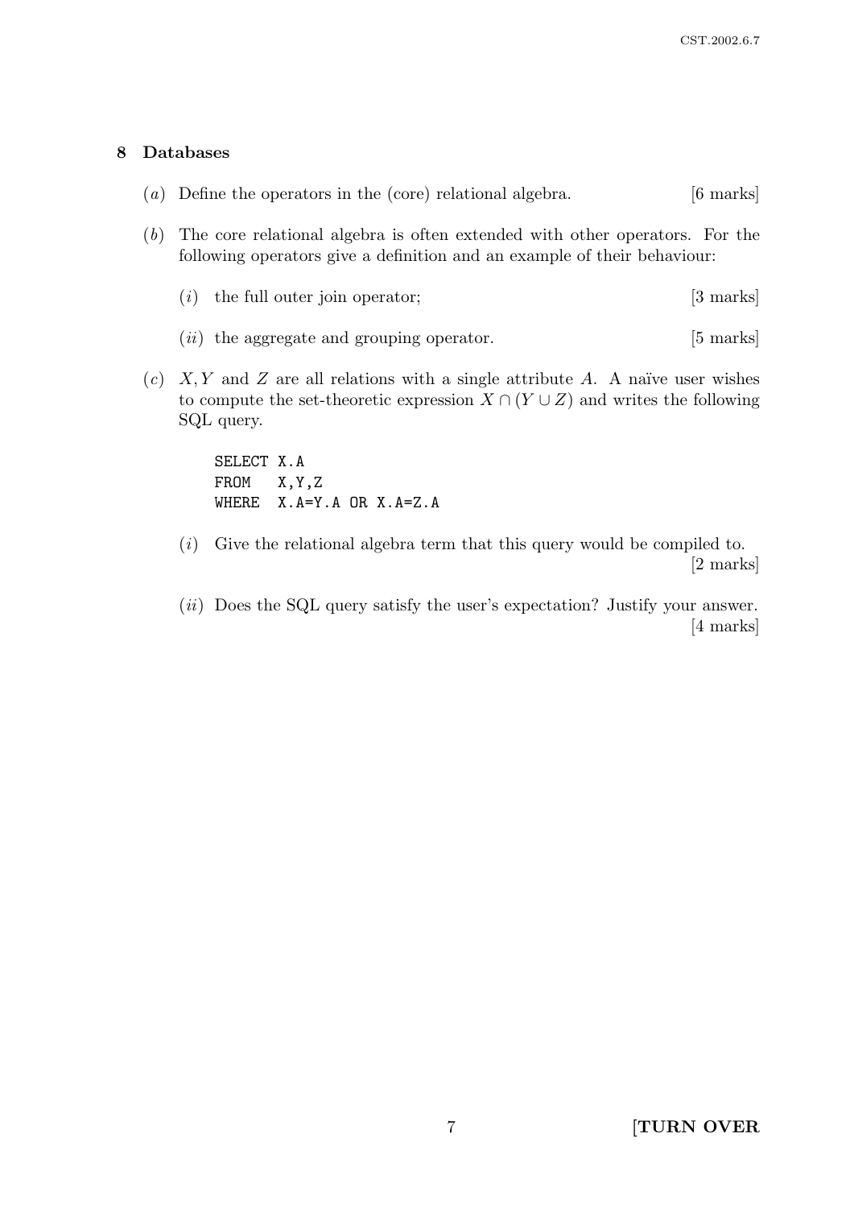## 8 Databases

(*a*) Define the operators in the (core) relational algebra. [6 marks]

(*b*) The core relational algebra is often extended with other operators. For the following operators give a definition and an example of their behaviour:

(*i*) the full outer join operator; [3 marks]

(*ii*) the aggregate and grouping operator. [5 marks]

(*c*) $X, Y$ and $Z$ are all relations with a single attribute $A$. A naïve user wishes to compute the set-theoretic expression $X \cap (Y \cup Z)$ and writes the following SQL query.

```
SELECT X.A
FROM   X,Y,Z
WHERE  X.A=Y.A OR X.A=Z.A
```

(*i*) Give the relational algebra term that this query would be compiled to. [2 marks]

(*ii*) Does the SQL query satisfy the user's expectation? Justify your answer. [4 marks]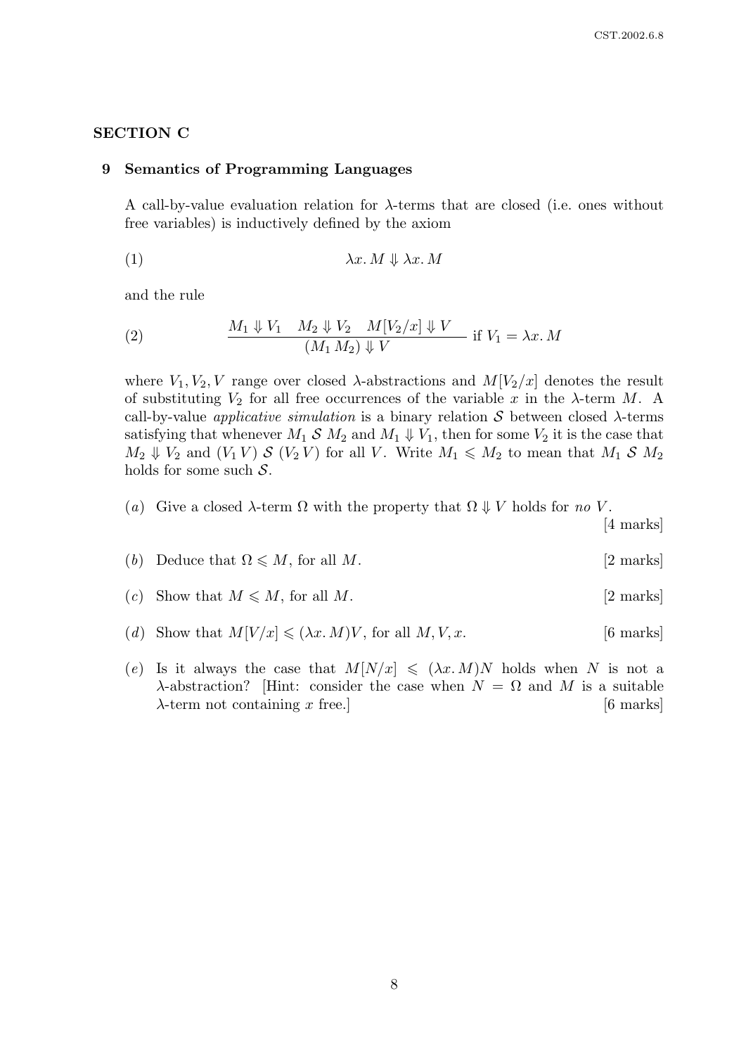## SECTION C

### 9 Semantics of Programming Languages

A call-by-value evaluation relation for $\lambda$-terms that are closed (i.e. ones without free variables) is inductively defined by the axiom

$$(1) \qquad \lambda x.\, M \Downarrow \lambda x.\, M$$

and the rule

$$(2) \qquad \frac{M_1 \Downarrow V_1 \quad M_2 \Downarrow V_2 \quad M[V_2/x] \Downarrow V}{(M_1\, M_2) \Downarrow V} \text{ if } V_1 = \lambda x.\, M$$

where $V_1, V_2, V$ range over closed $\lambda$-abstractions and $M[V_2/x]$ denotes the result of substituting $V_2$ for all free occurrences of the variable $x$ in the $\lambda$-term $M$. A call-by-value *applicative simulation* is a binary relation $\mathcal{S}$ between closed $\lambda$-terms satisfying that whenever $M_1\ \mathcal{S}\ M_2$ and $M_1 \Downarrow V_1$, then for some $V_2$ it is the case that $M_2 \Downarrow V_2$ and $(V_1\, V)\ \mathcal{S}\ (V_2\, V)$ for all $V$. Write $M_1 \leqslant M_2$ to mean that $M_1\ \mathcal{S}\ M_2$ holds for some such $\mathcal{S}$.

(*a*) Give a closed $\lambda$-term $\Omega$ with the property that $\Omega \Downarrow V$ holds for *no* $V$. [4 marks]

(*b*) Deduce that $\Omega \leqslant M$, for all $M$. [2 marks]

(*c*) Show that $M \leqslant M$, for all $M$. [2 marks]

(*d*) Show that $M[V/x] \leqslant (\lambda x.\, M)V$, for all $M, V, x$. [6 marks]

(*e*) Is it always the case that $M[N/x] \leqslant (\lambda x.\, M)N$ holds when $N$ is not a $\lambda$-abstraction? [Hint: consider the case when $N = \Omega$ and $M$ is a suitable $\lambda$-term not containing $x$ free.] [6 marks]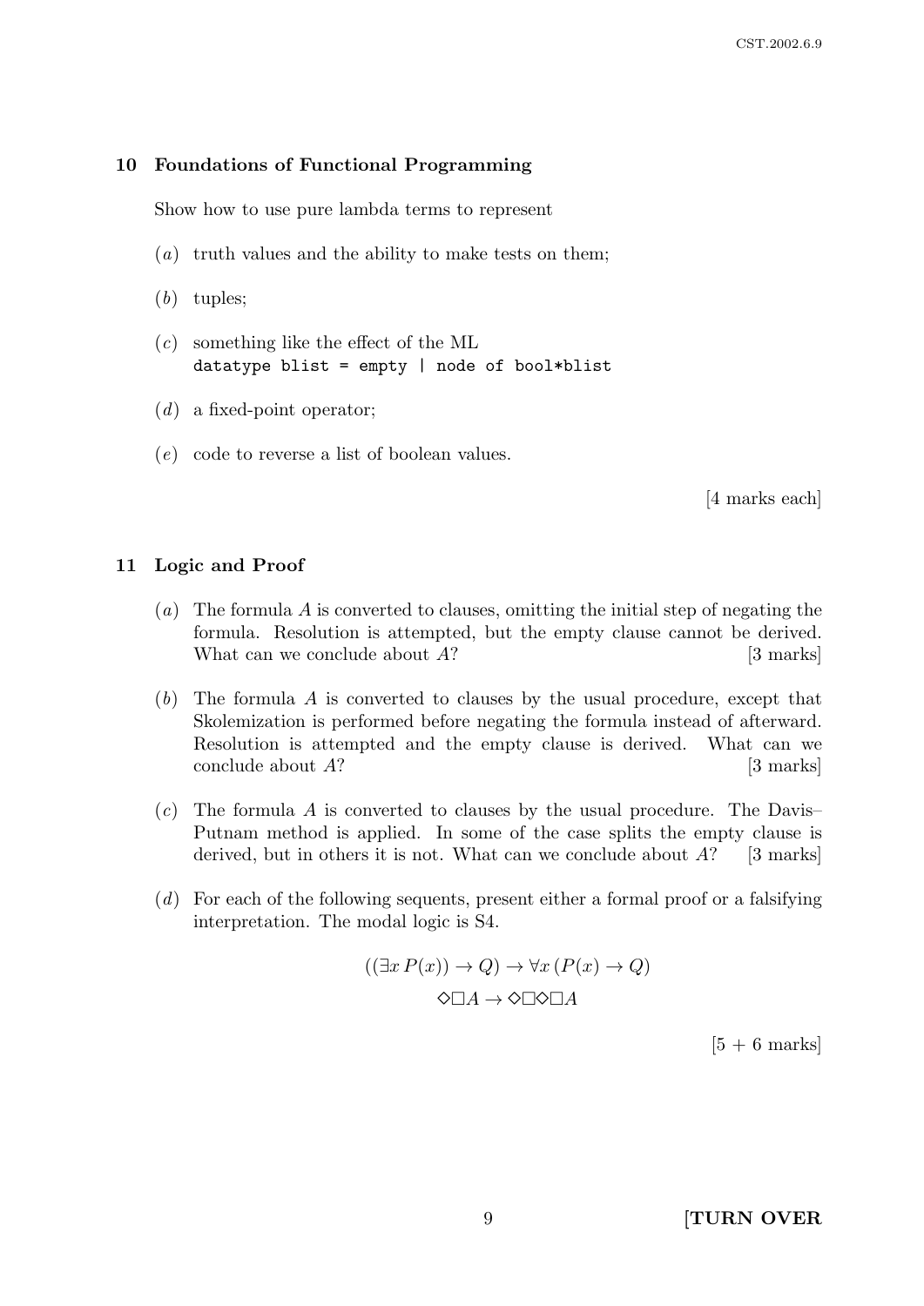## 10 Foundations of Functional Programming

Show how to use pure lambda terms to represent

(*a*) truth values and the ability to make tests on them;

(*b*) tuples;

(*c*) something like the effect of the ML
`datatype blist = empty | node of bool*blist`

(*d*) a fixed-point operator;

(*e*) code to reverse a list of boolean values.

[4 marks each]

## 11 Logic and Proof

(*a*) The formula $A$ is converted to clauses, omitting the initial step of negating the formula. Resolution is attempted, but the empty clause cannot be derived. What can we conclude about $A$? [3 marks]

(*b*) The formula $A$ is converted to clauses by the usual procedure, except that Skolemization is performed before negating the formula instead of afterward. Resolution is attempted and the empty clause is derived. What can we conclude about $A$? [3 marks]

(*c*) The formula $A$ is converted to clauses by the usual procedure. The Davis–Putnam method is applied. In some of the case splits the empty clause is derived, but in others it is not. What can we conclude about $A$? [3 marks]

(*d*) For each of the following sequents, present either a formal proof or a falsifying interpretation. The modal logic is S4.

$$((\exists x\, P(x)) \to Q) \to \forall x\, (P(x) \to Q)$$

$$\Diamond\Box A \to \Diamond\Box\Diamond\Box A$$

[5 + 6 marks]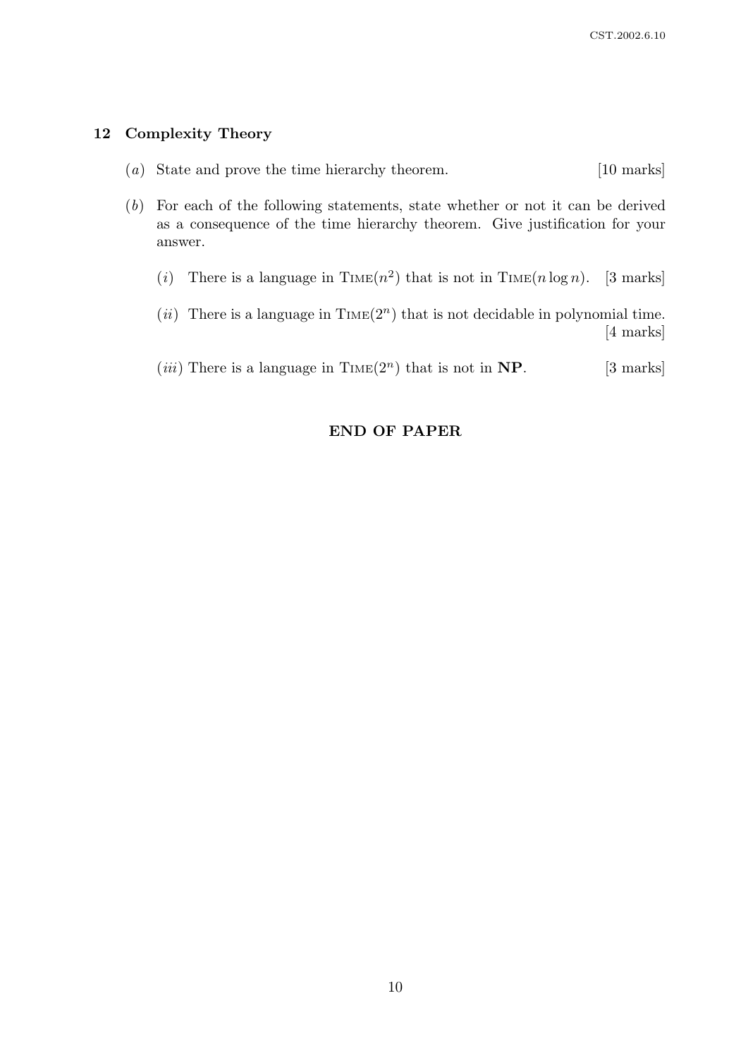## 12 Complexity Theory

(*a*) State and prove the time hierarchy theorem. [10 marks]

(*b*) For each of the following statements, state whether or not it can be derived as a consequence of the time hierarchy theorem. Give justification for your answer.

(*i*) There is a language in $\text{TIME}(n^2)$ that is not in $\text{TIME}(n \log n)$. [3 marks]

(*ii*) There is a language in $\text{TIME}(2^n)$ that is not decidable in polynomial time. [4 marks]

(*iii*) There is a language in $\text{TIME}(2^n)$ that is not in **NP**. [3 marks]

**END OF PAPER**